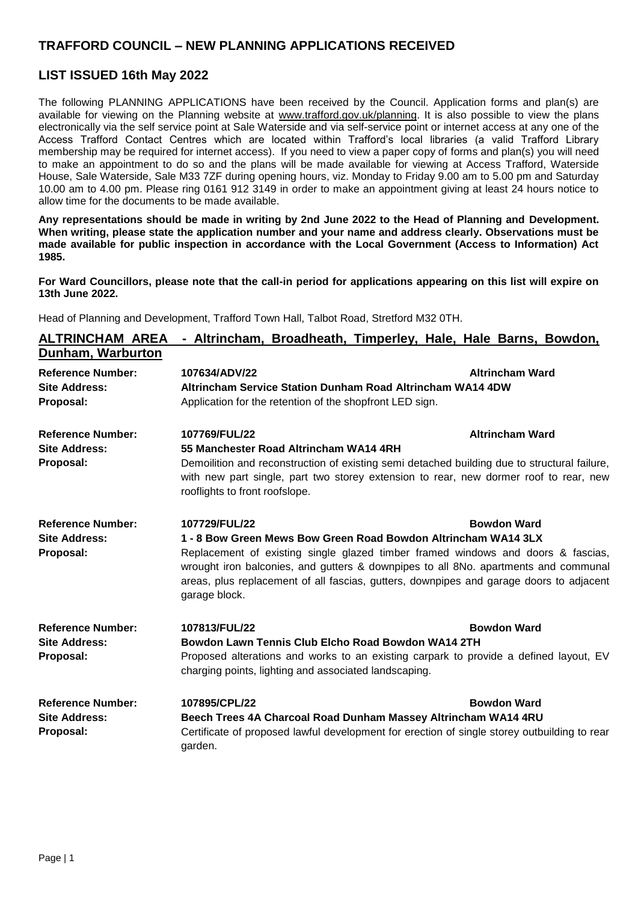# TRAFFORD COUNCIL – NEW PLANNING APPLICATIONS RECEIVED

## LIST ISSUED 16th May 2022

The following PLANNING APPLICATIONS have been received by the Council. Application forms and plan(s) are available for viewing on the Planning website at www.trafford.gov.uk/planning. It is also possible to view the plans electronically via the self service point at Sale Waterside and via self-service point or internet access at any one of the Access Trafford Contact Centres which are located within Trafford's local libraries (a valid Trafford Library membership may be required for internet access). If you need to view a paper copy of forms and plan(s) you will need to make an appointment to do so and the plans will be made available for viewing at Access Trafford, Waterside House, Sale Waterside, Sale M33 7ZF during opening hours, viz. Monday to Friday 9.00 am to 5.00 pm and Saturday 10.00 am to 4.00 pm. Please ring 0161 912 3149 in order to make an appointment giving at least 24 hours notice to allow time for the documents to be made available.

**Any representations should be made in writing by 2nd June 2022 to the Head of Planning and Development. When writing, please state the application number and your name and address clearly. Observations must be made available for public inspection in accordance with the Local Government (Access to Information) Act 1985.**

**For Ward Councillors, please note that the call-in period for applications appearing on this list will expire on 13th June 2022.**

Head of Planning and Development, Trafford Town Hall, Talbot Road, Stretford M32 0TH.

## ALTRINCHAM AREA - Altrincham, Broadheath, Timperley, Hale, Hale Barns, Bowdon, Dunham, Warburton

**Reference Number:** **107634/ADV/22** — **Altrincham Ward**
**Site Address:** **Altrincham Service Station Dunham Road Altrincham WA14 4DW**
**Proposal:** Application for the retention of the shopfront LED sign.

**Reference Number:** **107769/FUL/22** — **Altrincham Ward**
**Site Address:** **55 Manchester Road Altrincham WA14 4RH**
**Proposal:** Demoilition and reconstruction of existing semi detached building due to structural failure, with new part single, part two storey extension to rear, new dormer roof to rear, new rooflights to front roofslope.

**Reference Number:** **107729/FUL/22** — **Bowdon Ward**
**Site Address:** **1 - 8 Bow Green Mews Bow Green Road Bowdon Altrincham WA14 3LX**
**Proposal:** Replacement of existing single glazed timber framed windows and doors & fascias, wrought iron balconies, and gutters & downpipes to all 8No. apartments and communal areas, plus replacement of all fascias, gutters, downpipes and garage doors to adjacent garage block.

**Reference Number:** **107813/FUL/22** — **Bowdon Ward**
**Site Address:** **Bowdon Lawn Tennis Club Elcho Road Bowdon WA14 2TH**
**Proposal:** Proposed alterations and works to an existing carpark to provide a defined layout, EV charging points, lighting and associated landscaping.

**Reference Number:** **107895/CPL/22** — **Bowdon Ward**
**Site Address:** **Beech Trees 4A Charcoal Road Dunham Massey Altrincham WA14 4RU**
**Proposal:** Certificate of proposed lawful development for erection of single storey outbuilding to rear garden.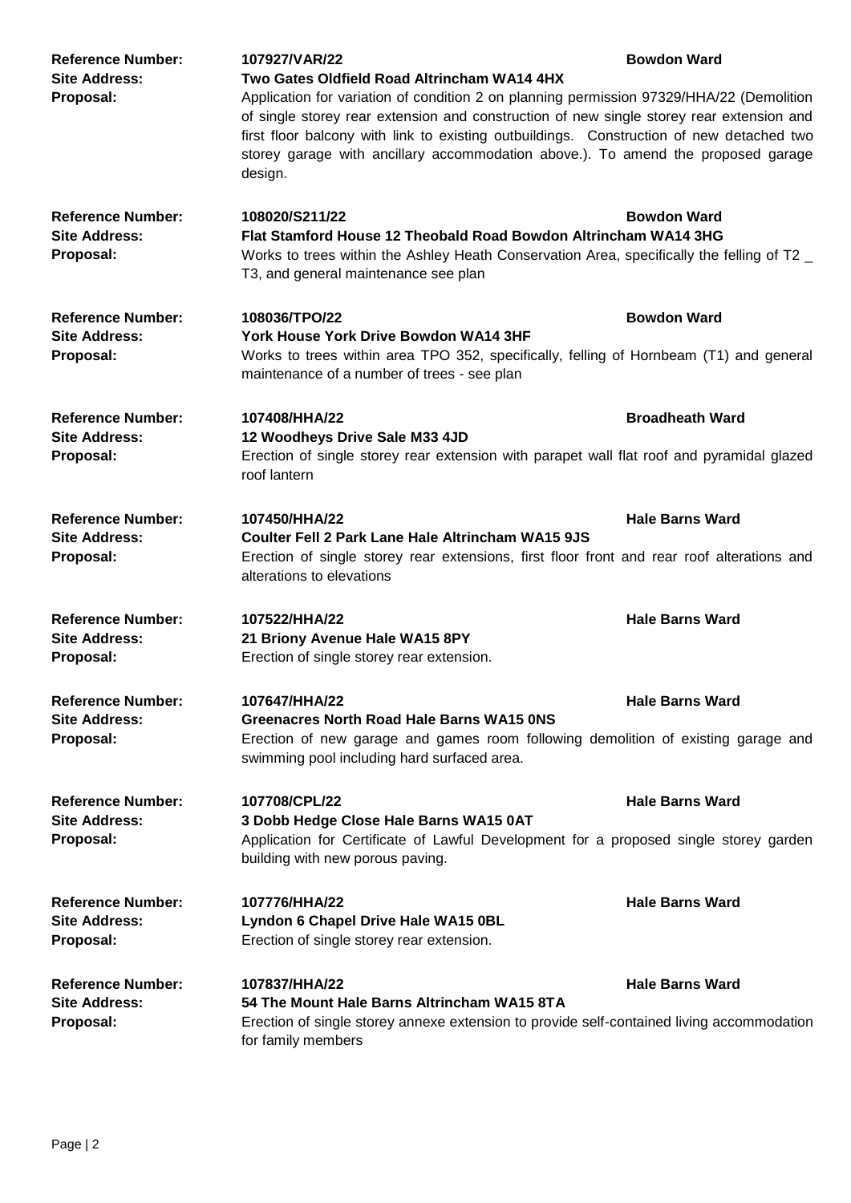**Reference Number:** **107927/VAR/22** **Bowdon Ward**
**Site Address:** **Two Gates Oldfield Road Altrincham WA14 4HX**
**Proposal:** Application for variation of condition 2 on planning permission 97329/HHA/22 (Demolition of single storey rear extension and construction of new single storey rear extension and first floor balcony with link to existing outbuildings. Construction of new detached two storey garage with ancillary accommodation above.). To amend the proposed garage design.

**Reference Number:** **108020/S211/22** **Bowdon Ward**
**Site Address:** **Flat Stamford House 12 Theobald Road Bowdon Altrincham WA14 3HG**
**Proposal:** Works to trees within the Ashley Heath Conservation Area, specifically the felling of T2 _ T3, and general maintenance see plan

**Reference Number:** **108036/TPO/22** **Bowdon Ward**
**Site Address:** **York House York Drive Bowdon WA14 3HF**
**Proposal:** Works to trees within area TPO 352, specifically, felling of Hornbeam (T1) and general maintenance of a number of trees - see plan

**Reference Number:** **107408/HHA/22** **Broadheath Ward**
**Site Address:** **12 Woodheys Drive Sale M33 4JD**
**Proposal:** Erection of single storey rear extension with parapet wall flat roof and pyramidal glazed roof lantern

**Reference Number:** **107450/HHA/22** **Hale Barns Ward**
**Site Address:** **Coulter Fell 2 Park Lane Hale Altrincham WA15 9JS**
**Proposal:** Erection of single storey rear extensions, first floor front and rear roof alterations and alterations to elevations

**Reference Number:** **107522/HHA/22** **Hale Barns Ward**
**Site Address:** **21 Briony Avenue Hale WA15 8PY**
**Proposal:** Erection of single storey rear extension.

**Reference Number:** **107647/HHA/22** **Hale Barns Ward**
**Site Address:** **Greenacres North Road Hale Barns WA15 0NS**
**Proposal:** Erection of new garage and games room following demolition of existing garage and swimming pool including hard surfaced area.

**Reference Number:** **107708/CPL/22** **Hale Barns Ward**
**Site Address:** **3 Dobb Hedge Close Hale Barns WA15 0AT**
**Proposal:** Application for Certificate of Lawful Development for a proposed single storey garden building with new porous paving.

**Reference Number:** **107776/HHA/22** **Hale Barns Ward**
**Site Address:** **Lyndon 6 Chapel Drive Hale WA15 0BL**
**Proposal:** Erection of single storey rear extension.

**Reference Number:** **107837/HHA/22** **Hale Barns Ward**
**Site Address:** **54 The Mount Hale Barns Altrincham WA15 8TA**
**Proposal:** Erection of single storey annexe extension to provide self-contained living accommodation for family members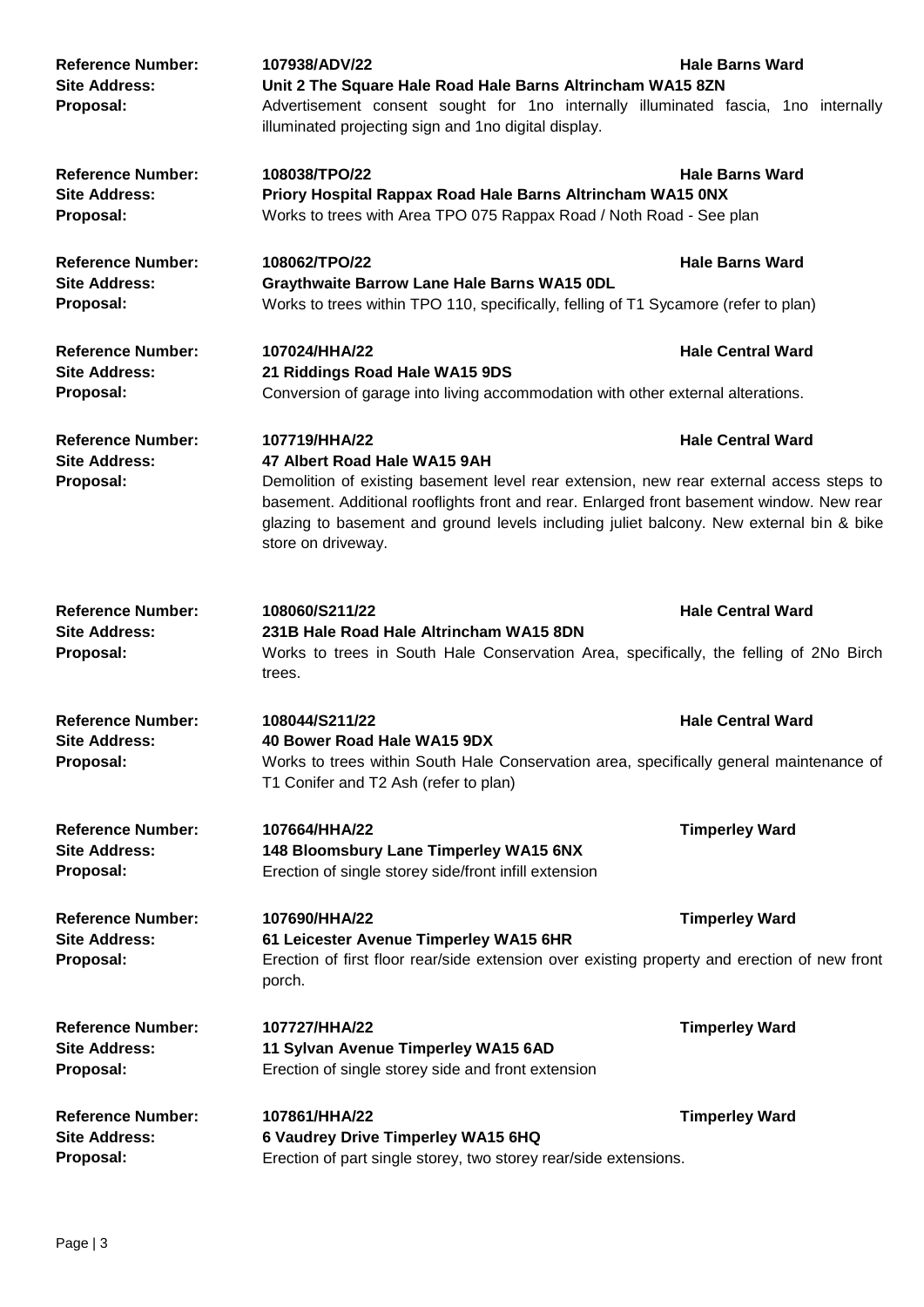**Reference Number:** 107938/ADV/22 — **Hale Barns Ward**
**Site Address:** Unit 2 The Square Hale Road Hale Barns Altrincham WA15 8ZN
**Proposal:** Advertisement consent sought for 1no internally illuminated fascia, 1no internally illuminated projecting sign and 1no digital display.

**Reference Number:** 108038/TPO/22 — **Hale Barns Ward**
**Site Address:** Priory Hospital Rappax Road Hale Barns Altrincham WA15 0NX
**Proposal:** Works to trees with Area TPO 075 Rappax Road / Noth Road - See plan

**Reference Number:** 108062/TPO/22 — **Hale Barns Ward**
**Site Address:** Graythwaite Barrow Lane Hale Barns WA15 0DL
**Proposal:** Works to trees within TPO 110, specifically, felling of T1 Sycamore (refer to plan)

**Reference Number:** 107024/HHA/22 — **Hale Central Ward**
**Site Address:** 21 Riddings Road Hale WA15 9DS
**Proposal:** Conversion of garage into living accommodation with other external alterations.

**Reference Number:** 107719/HHA/22 — **Hale Central Ward**
**Site Address:** 47 Albert Road Hale WA15 9AH
**Proposal:** Demolition of existing basement level rear extension, new rear external access steps to basement. Additional rooflights front and rear. Enlarged front basement window. New rear glazing to basement and ground levels including juliet balcony. New external bin & bike store on driveway.

**Reference Number:** 108060/S211/22 — **Hale Central Ward**
**Site Address:** 231B Hale Road Hale Altrincham WA15 8DN
**Proposal:** Works to trees in South Hale Conservation Area, specifically, the felling of 2No Birch trees.

**Reference Number:** 108044/S211/22 — **Hale Central Ward**
**Site Address:** 40 Bower Road Hale WA15 9DX
**Proposal:** Works to trees within South Hale Conservation area, specifically general maintenance of T1 Conifer and T2 Ash (refer to plan)

**Reference Number:** 107664/HHA/22 — **Timperley Ward**
**Site Address:** 148 Bloomsbury Lane Timperley WA15 6NX
**Proposal:** Erection of single storey side/front infill extension

**Reference Number:** 107690/HHA/22 — **Timperley Ward**
**Site Address:** 61 Leicester Avenue Timperley WA15 6HR
**Proposal:** Erection of first floor rear/side extension over existing property and erection of new front porch.

**Reference Number:** 107727/HHA/22 — **Timperley Ward**
**Site Address:** 11 Sylvan Avenue Timperley WA15 6AD
**Proposal:** Erection of single storey side and front extension

**Reference Number:** 107861/HHA/22 — **Timperley Ward**
**Site Address:** 6 Vaudrey Drive Timperley WA15 6HQ
**Proposal:** Erection of part single storey, two storey rear/side extensions.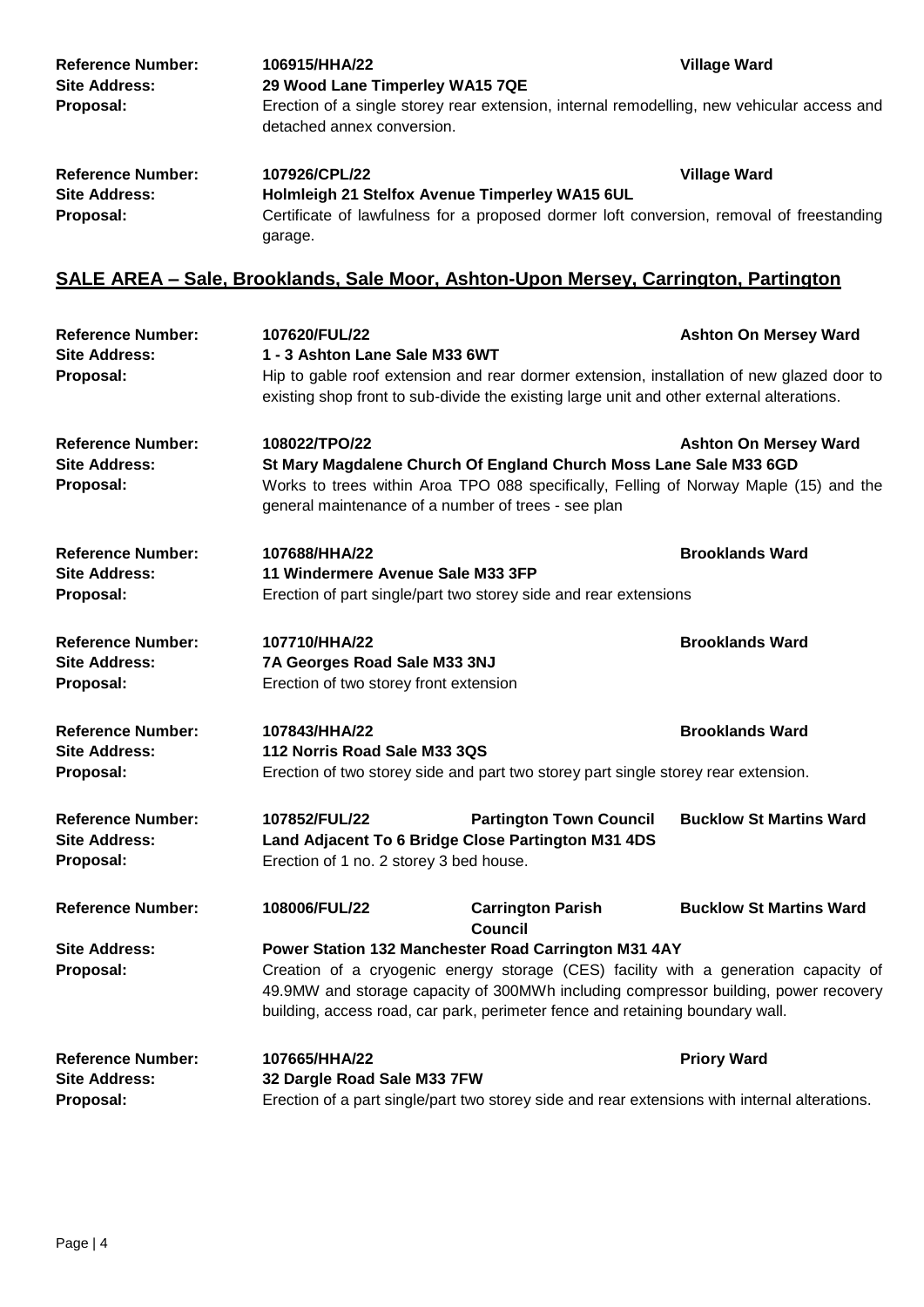**Reference Number:** **106915/HHA/22** **Village Ward**
**Site Address:** **29 Wood Lane Timperley WA15 7QE**
**Proposal:** Erection of a single storey rear extension, internal remodelling, new vehicular access and detached annex conversion.

**Reference Number:** **107926/CPL/22** **Village Ward**
**Site Address:** **Holmleigh 21 Stelfox Avenue Timperley WA15 6UL**
**Proposal:** Certificate of lawfulness for a proposed dormer loft conversion, removal of freestanding garage.

## SALE AREA – Sale, Brooklands, Sale Moor, Ashton-Upon Mersey, Carrington, Partington

**Reference Number:** **107620/FUL/22** **Ashton On Mersey Ward**
**Site Address:** **1 - 3 Ashton Lane Sale M33 6WT**
**Proposal:** Hip to gable roof extension and rear dormer extension, installation of new glazed door to existing shop front to sub-divide the existing large unit and other external alterations.

**Reference Number:** **108022/TPO/22** **Ashton On Mersey Ward**
**Site Address:** **St Mary Magdalene Church Of England Church Moss Lane Sale M33 6GD**
**Proposal:** Works to trees within Aroa TPO 088 specifically, Felling of Norway Maple (15) and the general maintenance of a number of trees - see plan

**Reference Number:** **107688/HHA/22** **Brooklands Ward**
**Site Address:** **11 Windermere Avenue Sale M33 3FP**
**Proposal:** Erection of part single/part two storey side and rear extensions

**Reference Number:** **107710/HHA/22** **Brooklands Ward**
**Site Address:** **7A Georges Road Sale M33 3NJ**
**Proposal:** Erection of two storey front extension

**Reference Number:** **107843/HHA/22** **Brooklands Ward**
**Site Address:** **112 Norris Road Sale M33 3QS**
**Proposal:** Erection of two storey side and part two storey part single storey rear extension.

**Reference Number:** **107852/FUL/22** **Partington Town Council** **Bucklow St Martins Ward**
**Site Address:** **Land Adjacent To 6 Bridge Close Partington M31 4DS**
**Proposal:** Erection of 1 no. 2 storey 3 bed house.

**Reference Number:** **108006/FUL/22** **Carrington Parish Council** **Bucklow St Martins Ward**
**Site Address:** **Power Station 132 Manchester Road Carrington M31 4AY**
**Proposal:** Creation of a cryogenic energy storage (CES) facility with a generation capacity of 49.9MW and storage capacity of 300MWh including compressor building, power recovery building, access road, car park, perimeter fence and retaining boundary wall.

**Reference Number:** **107665/HHA/22** **Priory Ward**
**Site Address:** **32 Dargle Road Sale M33 7FW**
**Proposal:** Erection of a part single/part two storey side and rear extensions with internal alterations.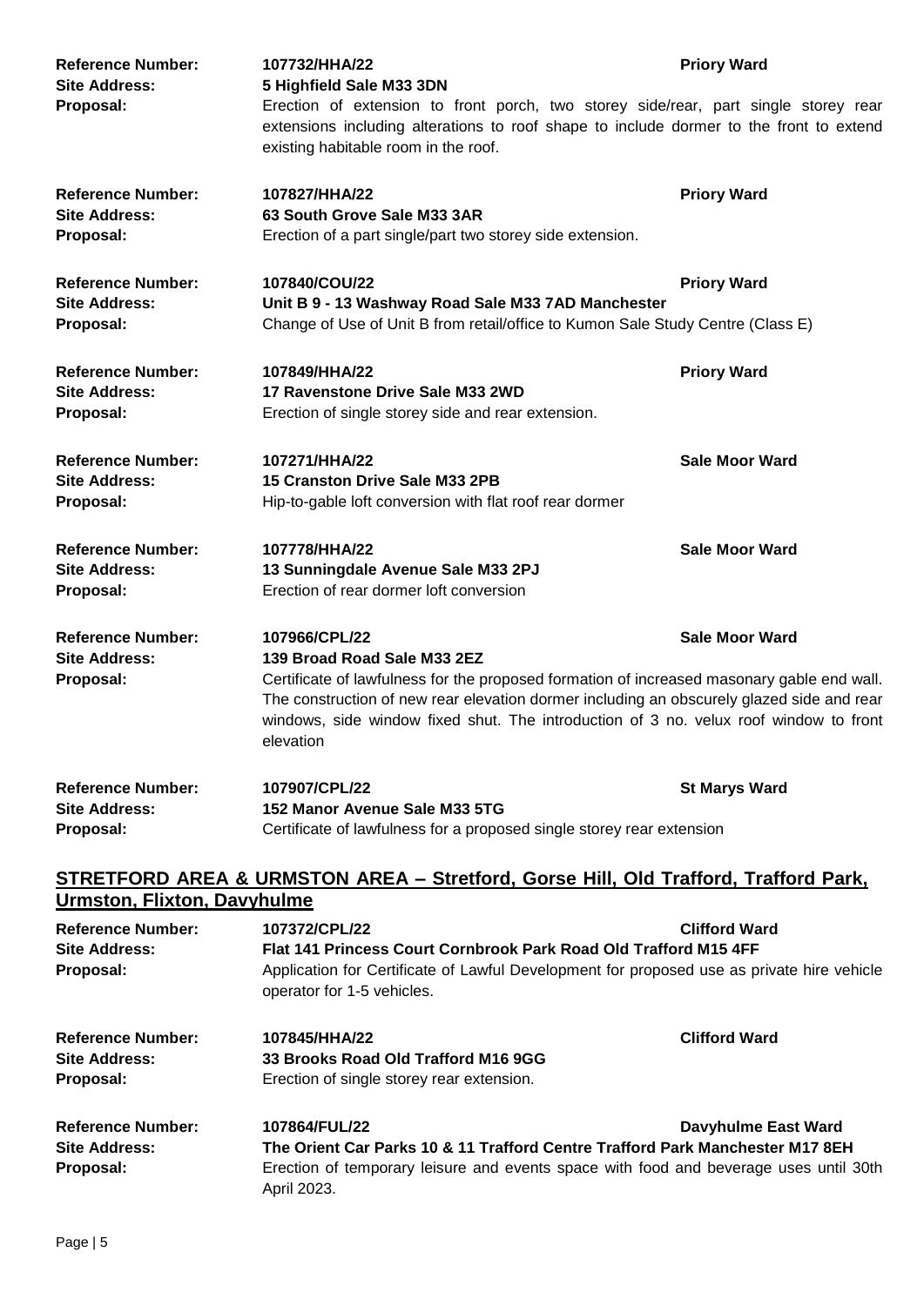**Reference Number:** **107732/HHA/22** **Priory Ward**
**Site Address:** **5 Highfield Sale M33 3DN**
**Proposal:** Erection of extension to front porch, two storey side/rear, part single storey rear extensions including alterations to roof shape to include dormer to the front to extend existing habitable room in the roof.

**Reference Number:** **107827/HHA/22** **Priory Ward**
**Site Address:** **63 South Grove Sale M33 3AR**
**Proposal:** Erection of a part single/part two storey side extension.

**Reference Number:** **107840/COU/22** **Priory Ward**
**Site Address:** **Unit B 9 - 13 Washway Road Sale M33 7AD Manchester**
**Proposal:** Change of Use of Unit B from retail/office to Kumon Sale Study Centre (Class E)

**Reference Number:** **107849/HHA/22** **Priory Ward**
**Site Address:** **17 Ravenstone Drive Sale M33 2WD**
**Proposal:** Erection of single storey side and rear extension.

**Reference Number:** **107271/HHA/22** **Sale Moor Ward**
**Site Address:** **15 Cranston Drive Sale M33 2PB**
**Proposal:** Hip-to-gable loft conversion with flat roof rear dormer

**Reference Number:** **107778/HHA/22** **Sale Moor Ward**
**Site Address:** **13 Sunningdale Avenue Sale M33 2PJ**
**Proposal:** Erection of rear dormer loft conversion

**Reference Number:** **107966/CPL/22** **Sale Moor Ward**
**Site Address:** **139 Broad Road Sale M33 2EZ**
**Proposal:** Certificate of lawfulness for the proposed formation of increased masonary gable end wall. The construction of new rear elevation dormer including an obscurely glazed side and rear windows, side window fixed shut. The introduction of 3 no. velux roof window to front elevation

**Reference Number:** **107907/CPL/22** **St Marys Ward**
**Site Address:** **152 Manor Avenue Sale M33 5TG**
**Proposal:** Certificate of lawfulness for a proposed single storey rear extension

## STRETFORD AREA & URMSTON AREA – Stretford, Gorse Hill, Old Trafford, Trafford Park, Urmston, Flixton, Davyhulme

**Reference Number:** **107372/CPL/22** **Clifford Ward**
**Site Address:** **Flat 141 Princess Court Cornbrook Park Road Old Trafford M15 4FF**
**Proposal:** Application for Certificate of Lawful Development for proposed use as private hire vehicle operator for 1-5 vehicles.

**Reference Number:** **107845/HHA/22** **Clifford Ward**
**Site Address:** **33 Brooks Road Old Trafford M16 9GG**
**Proposal:** Erection of single storey rear extension.

**Reference Number:** **107864/FUL/22** **Davyhulme East Ward**
**Site Address:** **The Orient Car Parks 10 & 11 Trafford Centre Trafford Park Manchester M17 8EH**
**Proposal:** Erection of temporary leisure and events space with food and beverage uses until 30th April 2023.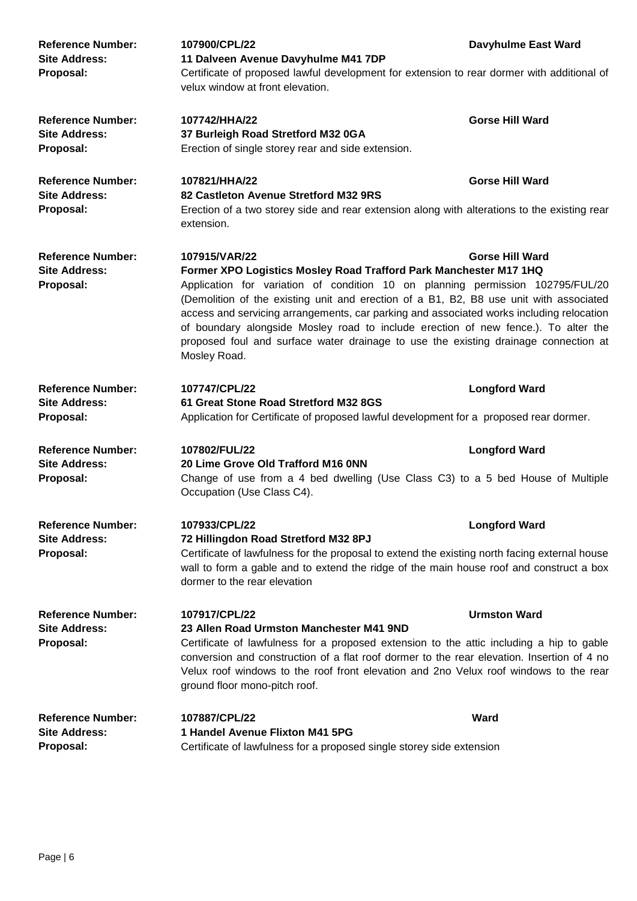**Reference Number:** **107900/CPL/22** **Davyhulme East Ward**
**Site Address:** **11 Dalveen Avenue Davyhulme M41 7DP**
**Proposal:** Certificate of proposed lawful development for extension to rear dormer with additional of velux window at front elevation.

**Reference Number:** **107742/HHA/22** **Gorse Hill Ward**
**Site Address:** **37 Burleigh Road Stretford M32 0GA**
**Proposal:** Erection of single storey rear and side extension.

**Reference Number:** **107821/HHA/22** **Gorse Hill Ward**
**Site Address:** **82 Castleton Avenue Stretford M32 9RS**
**Proposal:** Erection of a two storey side and rear extension along with alterations to the existing rear extension.

**Reference Number:** **107915/VAR/22** **Gorse Hill Ward**
**Site Address:** **Former XPO Logistics Mosley Road Trafford Park Manchester M17 1HQ**
**Proposal:** Application for variation of condition 10 on planning permission 102795/FUL/20 (Demolition of the existing unit and erection of a B1, B2, B8 use unit with associated access and servicing arrangements, car parking and associated works including relocation of boundary alongside Mosley road to include erection of new fence.). To alter the proposed foul and surface water drainage to use the existing drainage connection at Mosley Road.

**Reference Number:** **107747/CPL/22** **Longford Ward**
**Site Address:** **61 Great Stone Road Stretford M32 8GS**
**Proposal:** Application for Certificate of proposed lawful development for a proposed rear dormer.

**Reference Number:** **107802/FUL/22** **Longford Ward**
**Site Address:** **20 Lime Grove Old Trafford M16 0NN**
**Proposal:** Change of use from a 4 bed dwelling (Use Class C3) to a 5 bed House of Multiple Occupation (Use Class C4).

**Reference Number:** **107933/CPL/22** **Longford Ward**
**Site Address:** **72 Hillingdon Road Stretford M32 8PJ**
**Proposal:** Certificate of lawfulness for the proposal to extend the existing north facing external house wall to form a gable and to extend the ridge of the main house roof and construct a box dormer to the rear elevation

**Reference Number:** **107917/CPL/22** **Urmston Ward**
**Site Address:** **23 Allen Road Urmston Manchester M41 9ND**
**Proposal:** Certificate of lawfulness for a proposed extension to the attic including a hip to gable conversion and construction of a flat roof dormer to the rear elevation. Insertion of 4 no Velux roof windows to the roof front elevation and 2no Velux roof windows to the rear ground floor mono-pitch roof.

**Reference Number:** **107887/CPL/22** **Ward**
**Site Address:** **1 Handel Avenue Flixton M41 5PG**
**Proposal:** Certificate of lawfulness for a proposed single storey side extension